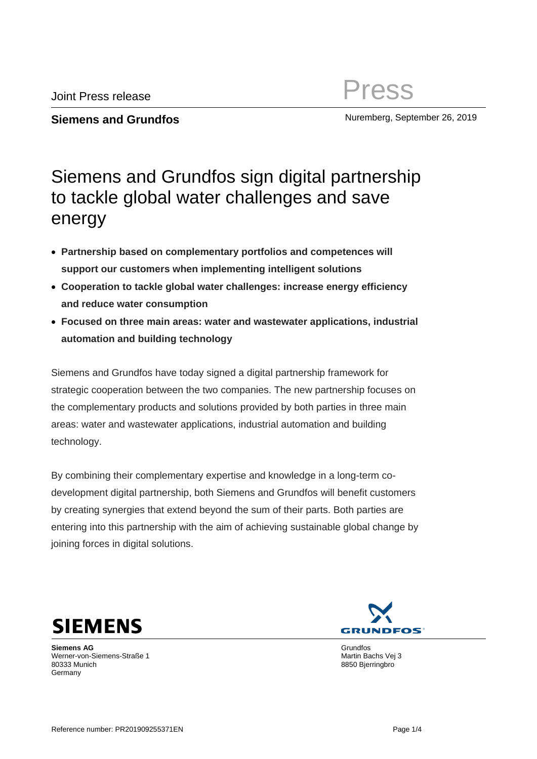Joint Press release

Press

**Siemens and Grundfos**

Nuremberg, September 26, 2019

# Siemens and Grundfos sign digital partnership to tackle global water challenges and save energy

- **Partnership based on complementary portfolios and competences will support our customers when implementing intelligent solutions**
- **Cooperation to tackle global water challenges: increase energy efficiency and reduce water consumption**
- **Focused on three main areas: water and wastewater applications, industrial automation and building technology**

Siemens and Grundfos have today signed a digital partnership framework for strategic cooperation between the two companies. The new partnership focuses on the complementary products and solutions provided by both parties in three main areas: water and wastewater applications, industrial automation and building technology.

By combining their complementary expertise and knowledge in a long-term co-development digital partnership, both Siemens and Grundfos will benefit customers by creating synergies that extend beyond the sum of their parts. Both parties are entering into this partnership with the aim of achieving sustainable global change by joining forces in digital solutions.

**Siemens AG**
Werner-von-Siemens-Straße 1
80333 Munich
Germany

Grundfos
Martin Bachs Vej 3
8850 Bjerringbro

Reference number: PR201909255371EN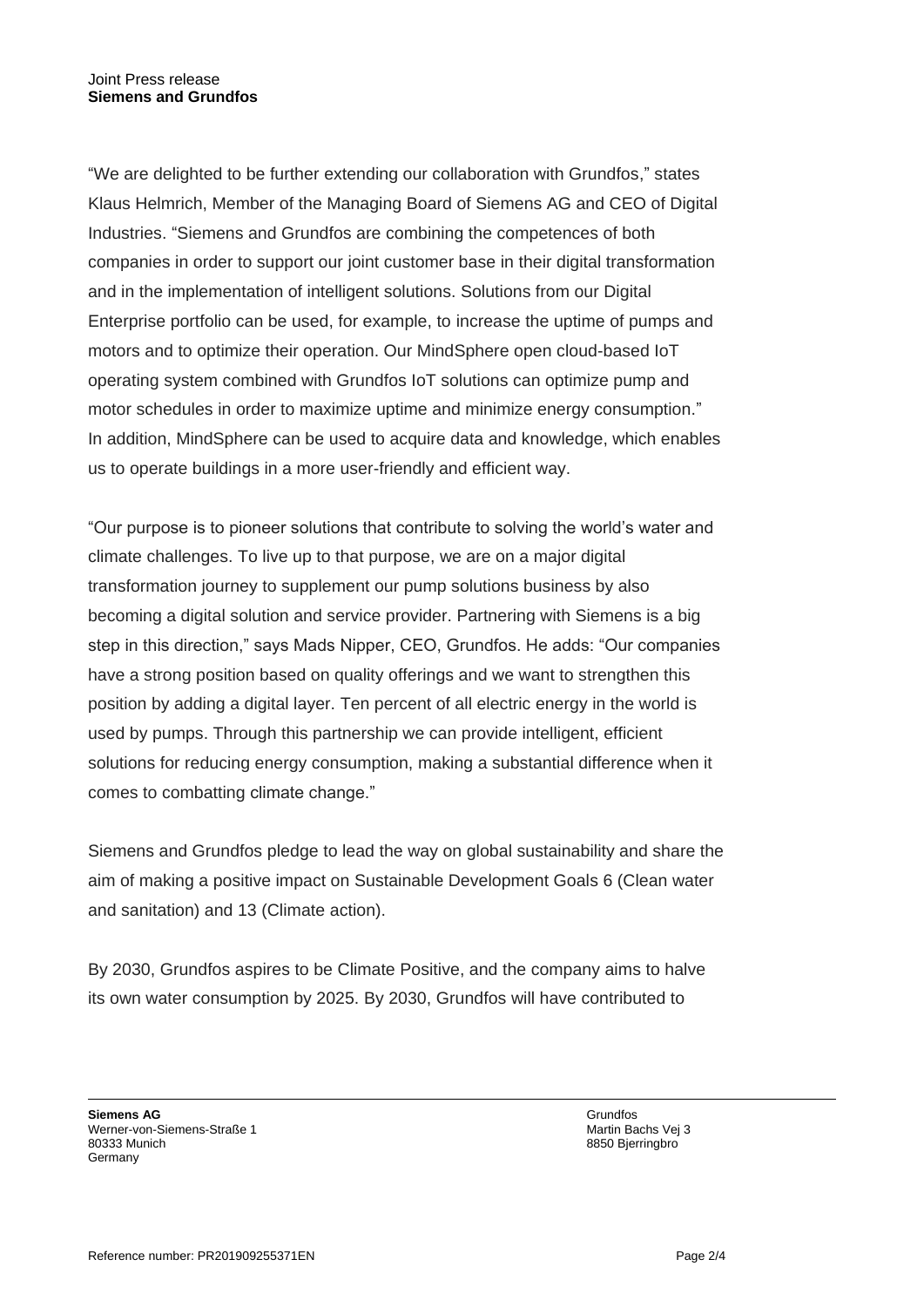"We are delighted to be further extending our collaboration with Grundfos," states Klaus Helmrich, Member of the Managing Board of Siemens AG and CEO of Digital Industries. "Siemens and Grundfos are combining the competences of both companies in order to support our joint customer base in their digital transformation and in the implementation of intelligent solutions. Solutions from our Digital Enterprise portfolio can be used, for example, to increase the uptime of pumps and motors and to optimize their operation. Our MindSphere open cloud-based IoT operating system combined with Grundfos IoT solutions can optimize pump and motor schedules in order to maximize uptime and minimize energy consumption." In addition, MindSphere can be used to acquire data and knowledge, which enables us to operate buildings in a more user-friendly and efficient way.

"Our purpose is to pioneer solutions that contribute to solving the world's water and climate challenges. To live up to that purpose, we are on a major digital transformation journey to supplement our pump solutions business by also becoming a digital solution and service provider. Partnering with Siemens is a big step in this direction," says Mads Nipper, CEO, Grundfos. He adds: "Our companies have a strong position based on quality offerings and we want to strengthen this position by adding a digital layer. Ten percent of all electric energy in the world is used by pumps. Through this partnership we can provide intelligent, efficient solutions for reducing energy consumption, making a substantial difference when it comes to combatting climate change."

Siemens and Grundfos pledge to lead the way on global sustainability and share the aim of making a positive impact on Sustainable Development Goals 6 (Clean water and sanitation) and 13 (Climate action).

By 2030, Grundfos aspires to be Climate Positive, and the company aims to halve its own water consumption by 2025. By 2030, Grundfos will have contributed to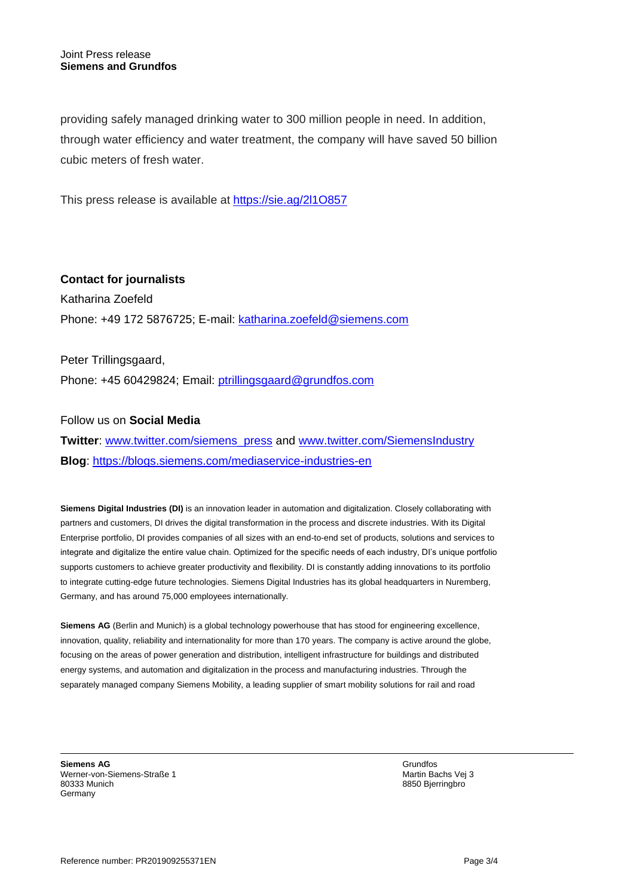providing safely managed drinking water to 300 million people in need. In addition, through water efficiency and water treatment, the company will have saved 50 billion cubic meters of fresh water.

This press release is available at https://sie.ag/2l1O857

**Contact for journalists**

Katharina Zoefeld

Phone: +49 172 5876725; E-mail: katharina.zoefeld@siemens.com

Peter Trillingsgaard,

Phone: +45 60429824; Email: ptrillingsgaard@grundfos.com

Follow us on **Social Media**

**Twitter**: www.twitter.com/siemens_press and www.twitter.com/SiemensIndustry

**Blog**: https://blogs.siemens.com/mediaservice-industries-en

**Siemens Digital Industries (DI)** is an innovation leader in automation and digitalization. Closely collaborating with partners and customers, DI drives the digital transformation in the process and discrete industries. With its Digital Enterprise portfolio, DI provides companies of all sizes with an end-to-end set of products, solutions and services to integrate and digitalize the entire value chain. Optimized for the specific needs of each industry, DI's unique portfolio supports customers to achieve greater productivity and flexibility. DI is constantly adding innovations to its portfolio to integrate cutting-edge future technologies. Siemens Digital Industries has its global headquarters in Nuremberg, Germany, and has around 75,000 employees internationally.

**Siemens AG** (Berlin and Munich) is a global technology powerhouse that has stood for engineering excellence, innovation, quality, reliability and internationality for more than 170 years. The company is active around the globe, focusing on the areas of power generation and distribution, intelligent infrastructure for buildings and distributed energy systems, and automation and digitalization in the process and manufacturing industries. Through the separately managed company Siemens Mobility, a leading supplier of smart mobility solutions for rail and road

**Siemens AG**
Werner-von-Siemens-Straße 1
80333 Munich
Germany

Grundfos
Martin Bachs Vej 3
8850 Bjerringbro

Reference number: PR201909255371EN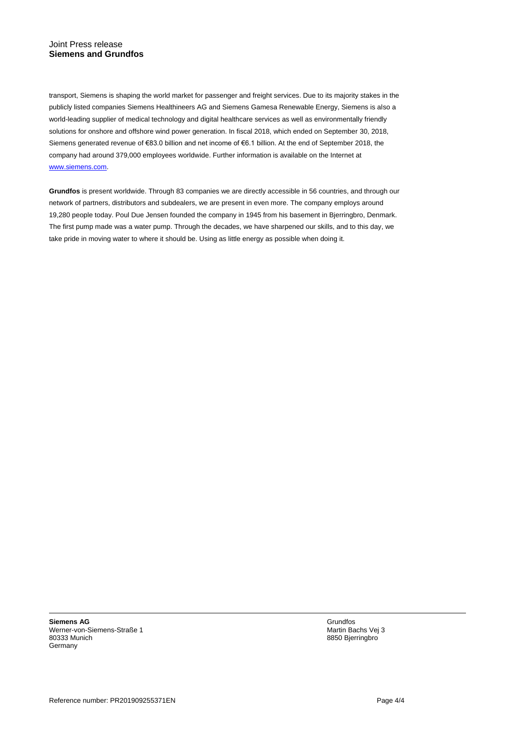transport, Siemens is shaping the world market for passenger and freight services. Due to its majority stakes in the publicly listed companies Siemens Healthineers AG and Siemens Gamesa Renewable Energy, Siemens is also a world-leading supplier of medical technology and digital healthcare services as well as environmentally friendly solutions for onshore and offshore wind power generation. In fiscal 2018, which ended on September 30, 2018, Siemens generated revenue of €83.0 billion and net income of €6.1 billion. At the end of September 2018, the company had around 379,000 employees worldwide. Further information is available on the Internet at www.siemens.com.

**Grundfos** is present worldwide. Through 83 companies we are directly accessible in 56 countries, and through our network of partners, distributors and subdealers, we are present in even more. The company employs around 19,280 people today. Poul Due Jensen founded the company in 1945 from his basement in Bjerringbro, Denmark. The first pump made was a water pump. Through the decades, we have sharpened our skills, and to this day, we take pride in moving water to where it should be. Using as little energy as possible when doing it.

**Siemens AG**
Werner-von-Siemens-Straße 1
80333 Munich
Germany

Grundfos
Martin Bachs Vej 3
8850 Bjerringbro

Reference number: PR201909255371EN